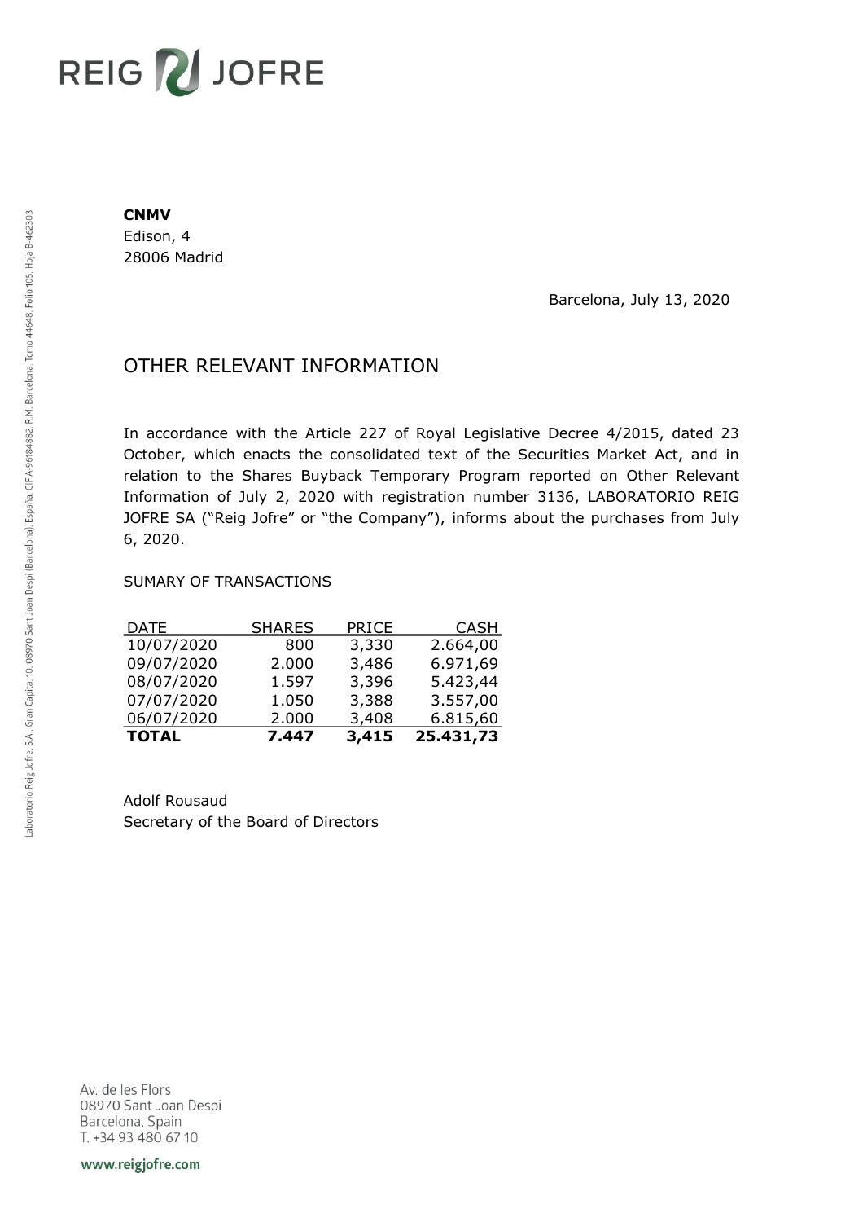REIG JOFRE

**CNMV**
Edison, 4
28006 Madrid

Barcelona, July 13, 2020

## OTHER RELEVANT INFORMATION

In accordance with the Article 227 of Royal Legislative Decree 4/2015, dated 23 October, which enacts the consolidated text of the Securities Market Act, and in relation to the Shares Buyback Temporary Program reported on Other Relevant Information of July 2, 2020 with registration number 3136, LABORATORIO REIG JOFRE SA ("Reig Jofre" or "the Company"), informs about the purchases from July 6, 2020.

SUMARY OF TRANSACTIONS

| DATE | SHARES | PRICE | CASH |
|---|---|---|---|
| 10/07/2020 | 800 | 3,330 | 2.664,00 |
| 09/07/2020 | 2.000 | 3,486 | 6.971,69 |
| 08/07/2020 | 1.597 | 3,396 | 5.423,44 |
| 07/07/2020 | 1.050 | 3,388 | 3.557,00 |
| 06/07/2020 | 2.000 | 3,408 | 6.815,60 |
| **TOTAL** | **7.447** | **3,415** | **25.431,73** |

Adolf Rousaud
Secretary of the Board of Directors

Laboratorio Reig Jofre, S.A., Gran Capita, 10, 08970 Sant Joan Despi (Barcelona), España. CIF A-96184882. R.M. Barcelona, Tomo 44648, Folio 105, Hoja B-462303.

Av. de les Flors
08970 Sant Joan Despi
Barcelona, Spain
T. +34 93 480 67 10

www.reigjofre.com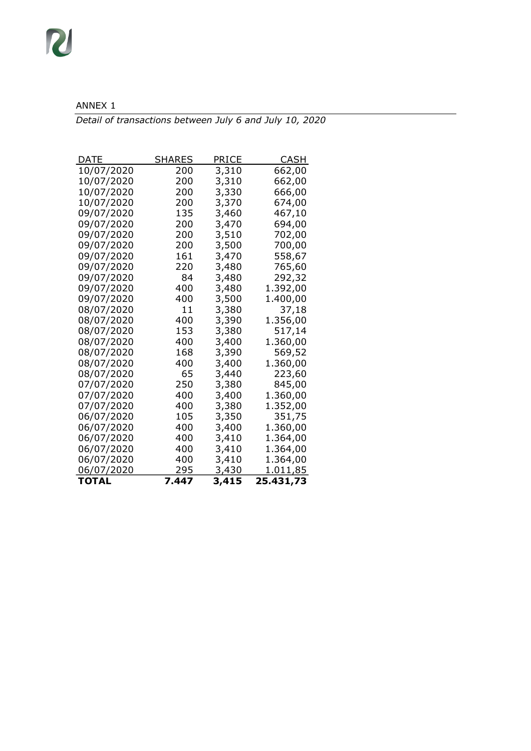ANNEX 1

*Detail of transactions between July 6 and July 10, 2020*

| DATE | SHARES | PRICE | CASH |
|---|---|---|---|
| 10/07/2020 | 200 | 3,310 | 662,00 |
| 10/07/2020 | 200 | 3,310 | 662,00 |
| 10/07/2020 | 200 | 3,330 | 666,00 |
| 10/07/2020 | 200 | 3,370 | 674,00 |
| 09/07/2020 | 135 | 3,460 | 467,10 |
| 09/07/2020 | 200 | 3,470 | 694,00 |
| 09/07/2020 | 200 | 3,510 | 702,00 |
| 09/07/2020 | 200 | 3,500 | 700,00 |
| 09/07/2020 | 161 | 3,470 | 558,67 |
| 09/07/2020 | 220 | 3,480 | 765,60 |
| 09/07/2020 | 84 | 3,480 | 292,32 |
| 09/07/2020 | 400 | 3,480 | 1.392,00 |
| 09/07/2020 | 400 | 3,500 | 1.400,00 |
| 08/07/2020 | 11 | 3,380 | 37,18 |
| 08/07/2020 | 400 | 3,390 | 1.356,00 |
| 08/07/2020 | 153 | 3,380 | 517,14 |
| 08/07/2020 | 400 | 3,400 | 1.360,00 |
| 08/07/2020 | 168 | 3,390 | 569,52 |
| 08/07/2020 | 400 | 3,400 | 1.360,00 |
| 08/07/2020 | 65 | 3,440 | 223,60 |
| 07/07/2020 | 250 | 3,380 | 845,00 |
| 07/07/2020 | 400 | 3,400 | 1.360,00 |
| 07/07/2020 | 400 | 3,380 | 1.352,00 |
| 06/07/2020 | 105 | 3,350 | 351,75 |
| 06/07/2020 | 400 | 3,400 | 1.360,00 |
| 06/07/2020 | 400 | 3,410 | 1.364,00 |
| 06/07/2020 | 400 | 3,410 | 1.364,00 |
| 06/07/2020 | 400 | 3,410 | 1.364,00 |
| 06/07/2020 | 295 | 3,430 | 1.011,85 |
| **TOTAL** | **7.447** | **3,415** | **25.431,73** |